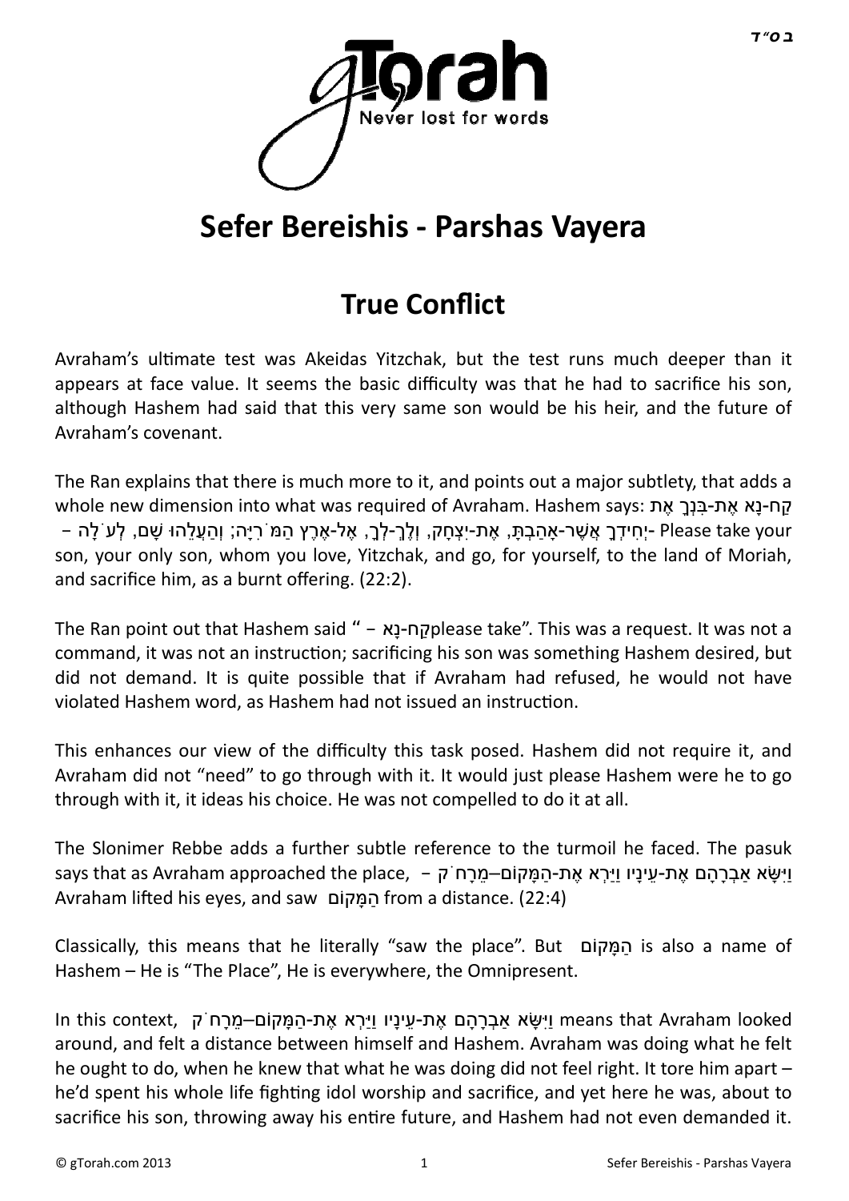# Sefer Bereishis - Parshas Vayera

## True Conflict

Avraham's ultimate test was Akeidas Yitzchak, but the test runs much deeper than it appears at face value. It seems the basic difficulty was that he had to sacrifice his son, although Hashem had said that this very same son would be his heir, and the future of Avraham's covenant.

The Ran explains that there is much more to it, and points out a major subtlety, that adds a whole new dimension into what was required of Avraham. Hashem says: קַח-נָא אֶת-בִּנְךָ אֶת-יְחִידְךָ אֲשֶׁר-אָהַבְתָּ, אֶת-יִצְחָק, וְלֶךְ-לְךָ, אֶל-אֶרֶץ הַמֹּרִיָּה; וְהַעֲלֵהוּ שָׁם, לְעֹלָה – Please take your son, your only son, whom you love, Yitzchak, and go, for yourself, to the land of Moriah, and sacrifice him, as a burnt offering. (22:2).

The Ran point out that Hashem said "קַח-נָא – please take". This was a request. It was not a command, it was not an instruction; sacrificing his son was something Hashem desired, but did not demand. It is quite possible that if Avraham had refused, he would not have violated Hashem word, as Hashem had not issued an instruction.

This enhances our view of the difficulty this task posed. Hashem did not require it, and Avraham did not "need" to go through with it. It would just please Hashem were he to go through with it, it ideas his choice. He was not compelled to do it at all.

The Slonimer Rebbe adds a further subtle reference to the turmoil he faced. The pasuk says that as Avraham approached the place, וַיִּשָּׂא אַבְרָהָם אֶת-עֵינָיו וַיַּרְא אֶת-הַמָּקוֹם–מֵרָחֹק – Avraham lifted his eyes, and saw הַמָּקוֹם from a distance. (22:4)

Classically, this means that he literally "saw the place". But הַמָּקוֹם is also a name of Hashem – He is "The Place", He is everywhere, the Omnipresent.

In this context, וַיִּשָּׂא אַבְרָהָם אֶת-עֵינָיו וַיַּרְא אֶת-הַמָּקוֹם–מֵרָחֹק means that Avraham looked around, and felt a distance between himself and Hashem. Avraham was doing what he felt he ought to do, when he knew that what he was doing did not feel right. It tore him apart – he'd spent his whole life fighting idol worship and sacrifice, and yet here he was, about to sacrifice his son, throwing away his entire future, and Hashem had not even demanded it.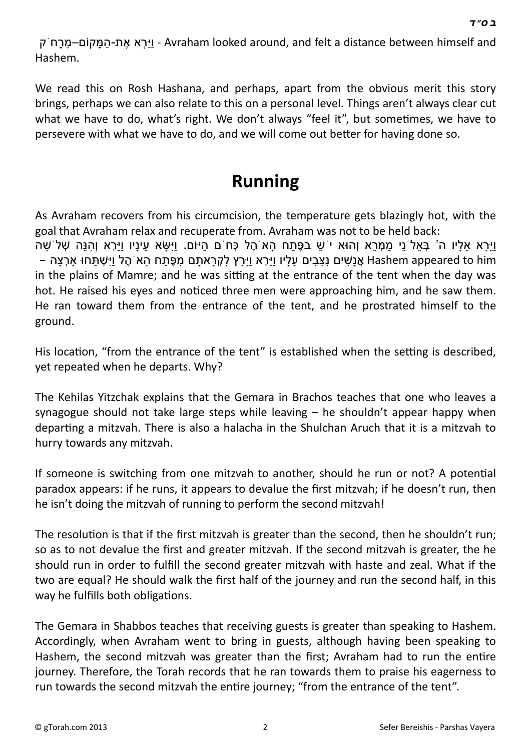וַיַּרְא אֶת-הַמָּקוֹם–מֵרָחֹק - Avraham looked around, and felt a distance between himself and Hashem.

We read this on Rosh Hashana, and perhaps, apart from the obvious merit this story brings, perhaps we can also relate to this on a personal level. Things aren't always clear cut what we have to do, what's right. We don't always "feel it", but sometimes, we have to persevere with what we have to do, and we will come out better for having done so.

# Running

As Avraham recovers from his circumcision, the temperature gets blazingly hot, with the goal that Avraham relax and recuperate from. Avraham was not to be held back:

וַיֵּרָא אֵלָיו ה' בְּאֵלֹנֵי מַמְרֵא וְהוּא יֹשֵׁב בפֶּתַח הָאֹהֶל כְּחֹם הַיּוֹם. וַיִּשָּׂא עֵינָיו וַיַּרְא וְהִנֵּה שְׁלֹשָׁה אֲנָשִׁים נִצָּבִים עָלָיו וַיַּרְא וַיָּרָץ לִקְרָאתָם מִפֶּתַח הָאֹהֶל וַיִּשְׁתַּחוּ אָרְצָה – Hashem appeared to him in the plains of Mamre; and he was sitting at the entrance of the tent when the day was hot. He raised his eyes and noticed three men were approaching him, and he saw them. He ran toward them from the entrance of the tent, and he prostrated himself to the ground.

His location, "from the entrance of the tent" is established when the setting is described, yet repeated when he departs. Why?

The Kehilas Yitzchak explains that the Gemara in Brachos teaches that one who leaves a synagogue should not take large steps while leaving – he shouldn't appear happy when departing a mitzvah. There is also a halacha in the Shulchan Aruch that it is a mitzvah to hurry towards any mitzvah.

If someone is switching from one mitzvah to another, should he run or not? A potential paradox appears: if he runs, it appears to devalue the first mitzvah; if he doesn't run, then he isn't doing the mitzvah of running to perform the second mitzvah!

The resolution is that if the first mitzvah is greater than the second, then he shouldn't run; so as to not devalue the first and greater mitzvah. If the second mitzvah is greater, the he should run in order to fulfill the second greater mitzvah with haste and zeal. What if the two are equal? He should walk the first half of the journey and run the second half, in this way he fulfills both obligations.

The Gemara in Shabbos teaches that receiving guests is greater than speaking to Hashem. Accordingly, when Avraham went to bring in guests, although having been speaking to Hashem, the second mitzvah was greater than the first; Avraham had to run the entire journey. Therefore, the Torah records that he ran towards them to praise his eagerness to run towards the second mitzvah the entire journey; "from the entrance of the tent".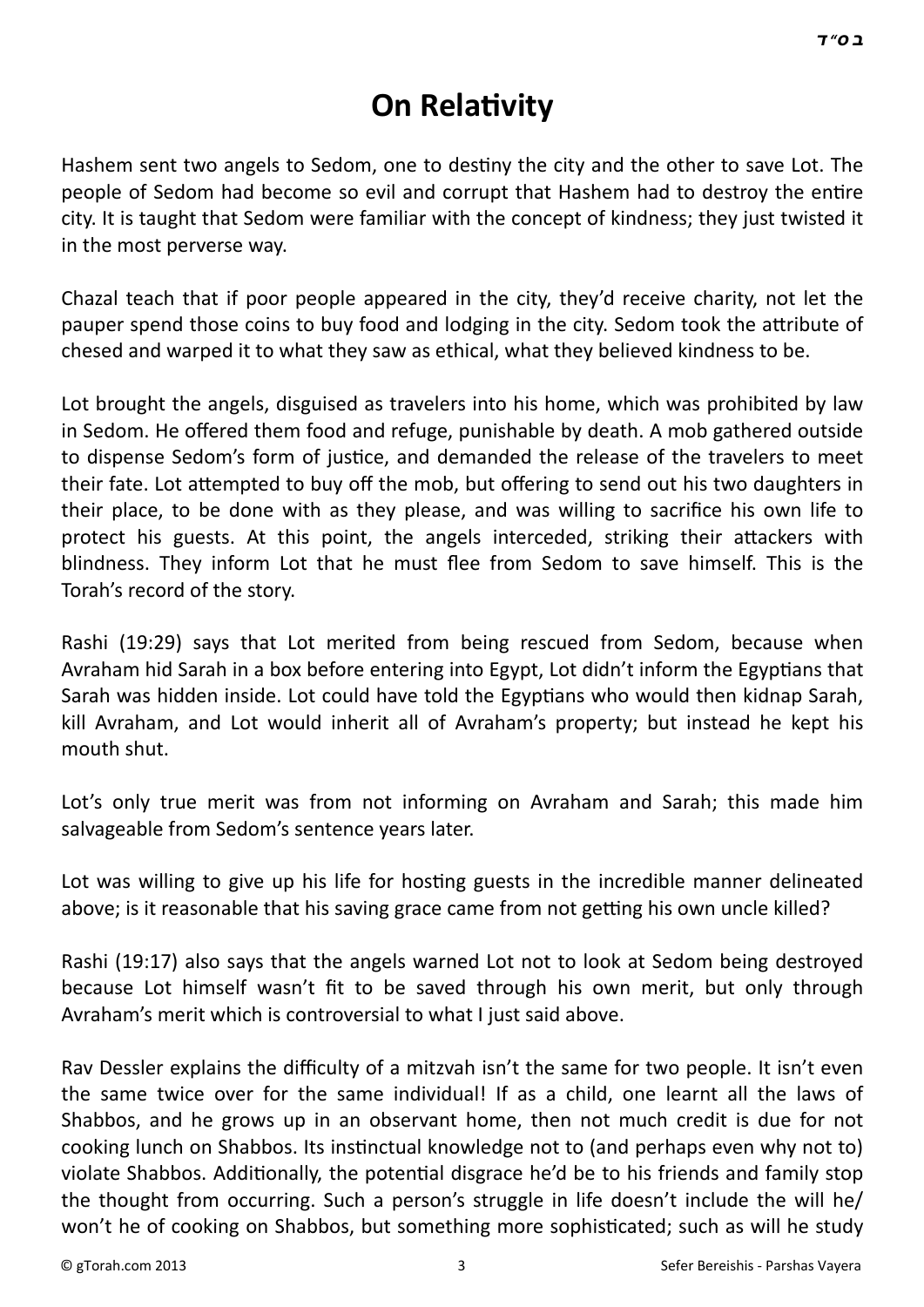# On Relativity

Hashem sent two angels to Sedom, one to destiny the city and the other to save Lot. The people of Sedom had become so evil and corrupt that Hashem had to destroy the entire city. It is taught that Sedom were familiar with the concept of kindness; they just twisted it in the most perverse way.

Chazal teach that if poor people appeared in the city, they'd receive charity, not let the pauper spend those coins to buy food and lodging in the city. Sedom took the attribute of chesed and warped it to what they saw as ethical, what they believed kindness to be.

Lot brought the angels, disguised as travelers into his home, which was prohibited by law in Sedom. He offered them food and refuge, punishable by death. A mob gathered outside to dispense Sedom's form of justice, and demanded the release of the travelers to meet their fate. Lot attempted to buy off the mob, but offering to send out his two daughters in their place, to be done with as they please, and was willing to sacrifice his own life to protect his guests. At this point, the angels interceded, striking their attackers with blindness. They inform Lot that he must flee from Sedom to save himself. This is the Torah's record of the story.

Rashi (19:29) says that Lot merited from being rescued from Sedom, because when Avraham hid Sarah in a box before entering into Egypt, Lot didn't inform the Egyptians that Sarah was hidden inside. Lot could have told the Egyptians who would then kidnap Sarah, kill Avraham, and Lot would inherit all of Avraham's property; but instead he kept his mouth shut.

Lot's only true merit was from not informing on Avraham and Sarah; this made him salvageable from Sedom's sentence years later.

Lot was willing to give up his life for hosting guests in the incredible manner delineated above; is it reasonable that his saving grace came from not getting his own uncle killed?

Rashi (19:17) also says that the angels warned Lot not to look at Sedom being destroyed because Lot himself wasn't fit to be saved through his own merit, but only through Avraham's merit which is controversial to what I just said above.

Rav Dessler explains the difficulty of a mitzvah isn't the same for two people. It isn't even the same twice over for the same individual! If as a child, one learnt all the laws of Shabbos, and he grows up in an observant home, then not much credit is due for not cooking lunch on Shabbos. Its instinctual knowledge not to (and perhaps even why not to) violate Shabbos. Additionally, the potential disgrace he'd be to his friends and family stop the thought from occurring. Such a person's struggle in life doesn't include the will he/won't he of cooking on Shabbos, but something more sophisticated; such as will he study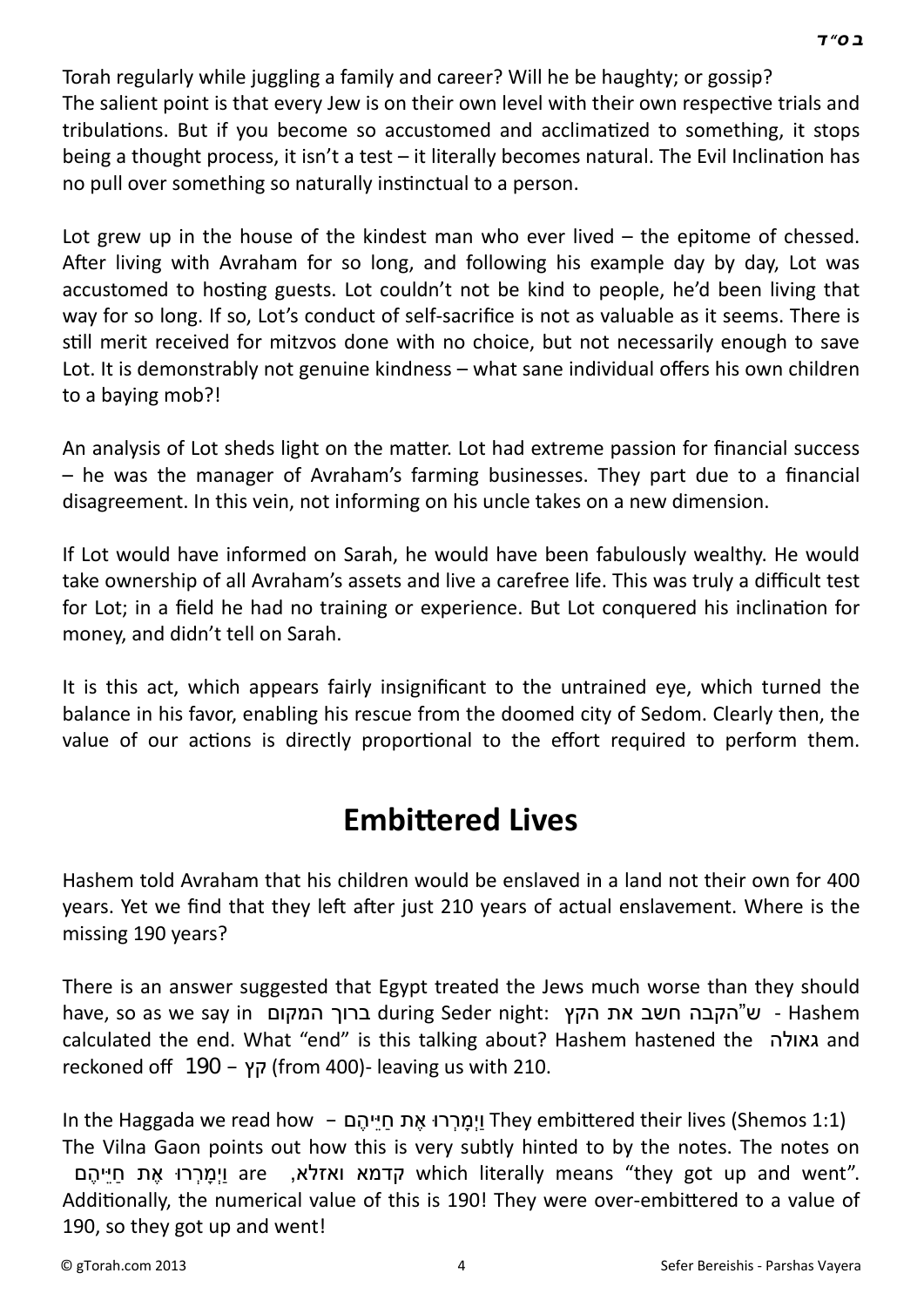Torah regularly while juggling a family and career? Will he be haughty; or gossip?
The salient point is that every Jew is on their own level with their own respective trials and tribulations. But if you become so accustomed and acclimatized to something, it stops being a thought process, it isn't a test – it literally becomes natural. The Evil Inclination has no pull over something so naturally instinctual to a person.

Lot grew up in the house of the kindest man who ever lived – the epitome of chessed. After living with Avraham for so long, and following his example day by day, Lot was accustomed to hosting guests. Lot couldn't not be kind to people, he'd been living that way for so long. If so, Lot's conduct of self-sacrifice is not as valuable as it seems. There is still merit received for mitzvos done with no choice, but not necessarily enough to save Lot. It is demonstrably not genuine kindness – what sane individual offers his own children to a baying mob?!

An analysis of Lot sheds light on the matter. Lot had extreme passion for financial success – he was the manager of Avraham's farming businesses. They part due to a financial disagreement. In this vein, not informing on his uncle takes on a new dimension.

If Lot would have informed on Sarah, he would have been fabulously wealthy. He would take ownership of all Avraham's assets and live a carefree life. This was truly a difficult test for Lot; in a field he had no training or experience. But Lot conquered his inclination for money, and didn't tell on Sarah.

It is this act, which appears fairly insignificant to the untrained eye, which turned the balance in his favor, enabling his rescue from the doomed city of Sedom. Clearly then, the value of our actions is directly proportional to the effort required to perform them.

## Embittered Lives

Hashem told Avraham that his children would be enslaved in a land not their own for 400 years. Yet we find that they left after just 210 years of actual enslavement. Where is the missing 190 years?

There is an answer suggested that Egypt treated the Jews much worse than they should have, so as we say in ברוך המקום during Seder night: הקבה חשב את הקץ"ש - Hashem calculated the end. What "end" is this talking about? Hashem hastened the גאולה and reckoned off 190 – קץ (from 400)- leaving us with 210.

In the Haggada we read how – וַיְמָרְרוּ אֶת חַיֵּיהֶם They embittered their lives (Shemos 1:1)
The Vilna Gaon points out how this is very subtly hinted to by the notes. The notes on וַיְמָרְרוּ אֶת חַיֵּיהֶם are קדמא ואזלא, which literally means "they got up and went". Additionally, the numerical value of this is 190! They were over-embittered to a value of 190, so they got up and went!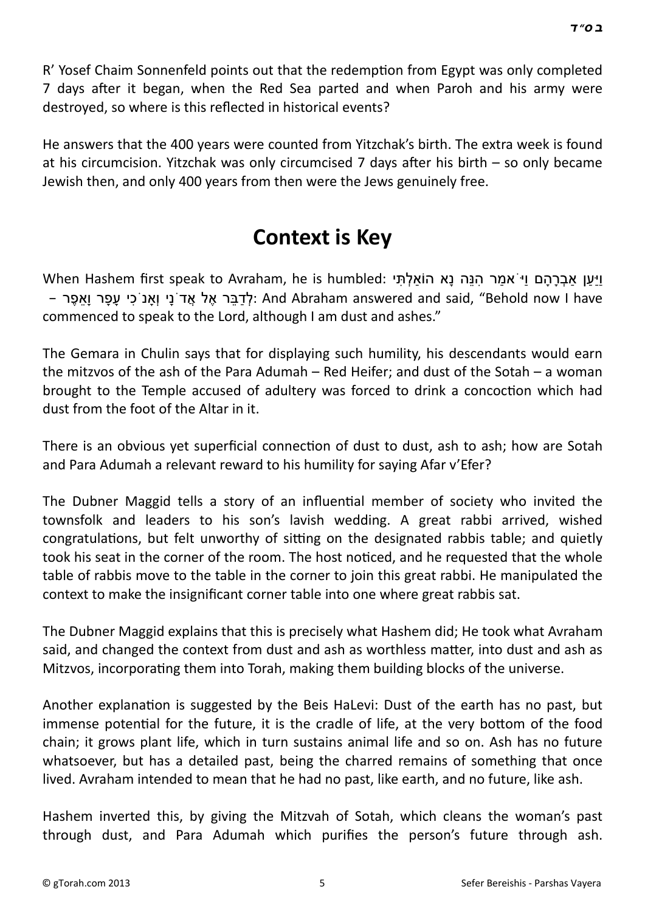R' Yosef Chaim Sonnenfeld points out that the redemption from Egypt was only completed 7 days after it began, when the Red Sea parted and when Paroh and his army were destroyed, so where is this reflected in historical events?

He answers that the 400 years were counted from Yitzchak's birth. The extra week is found at his circumcision. Yitzchak was only circumcised 7 days after his birth – so only became Jewish then, and only 400 years from then were the Jews genuinely free.

# Context is Key

When Hashem first speak to Avraham, he is humbled: וַיַּעַן אַבְרָהָם וַיֹּאמַר הִנֵּה נָא הוֹאַלְתִּי לְדַבֵּר אֶל אֲדֹנָי וְאָנֹכִי עָפָר וָאֵפֶר – And Abraham answered and said, "Behold now I have commenced to speak to the Lord, although I am dust and ashes."

The Gemara in Chulin says that for displaying such humility, his descendants would earn the mitzvos of the ash of the Para Adumah – Red Heifer; and dust of the Sotah – a woman brought to the Temple accused of adultery was forced to drink a concoction which had dust from the foot of the Altar in it.

There is an obvious yet superficial connection of dust to dust, ash to ash; how are Sotah and Para Adumah a relevant reward to his humility for saying Afar v'Efer?

The Dubner Maggid tells a story of an influential member of society who invited the townsfolk and leaders to his son's lavish wedding. A great rabbi arrived, wished congratulations, but felt unworthy of sitting on the designated rabbis table; and quietly took his seat in the corner of the room. The host noticed, and he requested that the whole table of rabbis move to the table in the corner to join this great rabbi. He manipulated the context to make the insignificant corner table into one where great rabbis sat.

The Dubner Maggid explains that this is precisely what Hashem did; He took what Avraham said, and changed the context from dust and ash as worthless matter, into dust and ash as Mitzvos, incorporating them into Torah, making them building blocks of the universe.

Another explanation is suggested by the Beis HaLevi: Dust of the earth has no past, but immense potential for the future, it is the cradle of life, at the very bottom of the food chain; it grows plant life, which in turn sustains animal life and so on. Ash has no future whatsoever, but has a detailed past, being the charred remains of something that once lived. Avraham intended to mean that he had no past, like earth, and no future, like ash.

Hashem inverted this, by giving the Mitzvah of Sotah, which cleans the woman's past through dust, and Para Adumah which purifies the person's future through ash.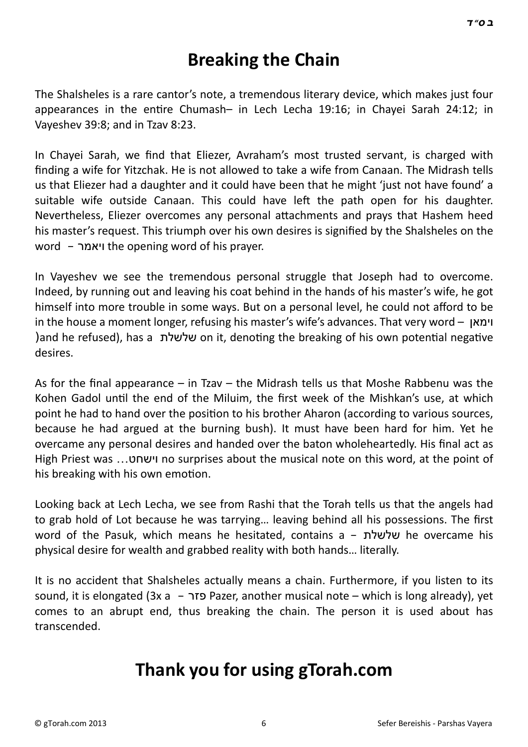# Breaking the Chain

The Shalsheles is a rare cantor's note, a tremendous literary device, which makes just four appearances in the entire Chumash– in Lech Lecha 19:16; in Chayei Sarah 24:12; in Vayeshev 39:8; and in Tzav 8:23.

In Chayei Sarah, we find that Eliezer, Avraham's most trusted servant, is charged with finding a wife for Yitzchak. He is not allowed to take a wife from Canaan. The Midrash tells us that Eliezer had a daughter and it could have been that he might 'just not have found' a suitable wife outside Canaan. This could have left the path open for his daughter. Nevertheless, Eliezer overcomes any personal attachments and prays that Hashem heed his master's request. This triumph over his own desires is signified by the Shalsheles on the word – ויאמר the opening word of his prayer.

In Vayeshev we see the tremendous personal struggle that Joseph had to overcome. Indeed, by running out and leaving his coat behind in the hands of his master's wife, he got himself into more trouble in some ways. But on a personal level, he could not afford to be in the house a moment longer, refusing his master's wife's advances. That very word – וימאן (and he refused), has a שלשלת on it, denoting the breaking of his own potential negative desires.

As for the final appearance – in Tzav – the Midrash tells us that Moshe Rabbenu was the Kohen Gadol until the end of the Miluim, the first week of the Mishkan's use, at which point he had to hand over the position to his brother Aharon (according to various sources, because he had argued at the burning bush). It must have been hard for him. Yet he overcame any personal desires and handed over the baton wholeheartedly. His final act as High Priest was …וישחט no surprises about the musical note on this word, at the point of his breaking with his own emotion.

Looking back at Lech Lecha, we see from Rashi that the Torah tells us that the angels had to grab hold of Lot because he was tarrying… leaving behind all his possessions. The first word of the Pasuk, which means he hesitated, contains a – שלשלת he overcame his physical desire for wealth and grabbed reality with both hands… literally.

It is no accident that Shalsheles actually means a chain. Furthermore, if you listen to its sound, it is elongated (3x a – פזר Pazer, another musical note – which is long already), yet comes to an abrupt end, thus breaking the chain. The person it is used about has transcended.

# Thank you for using gTorah.com